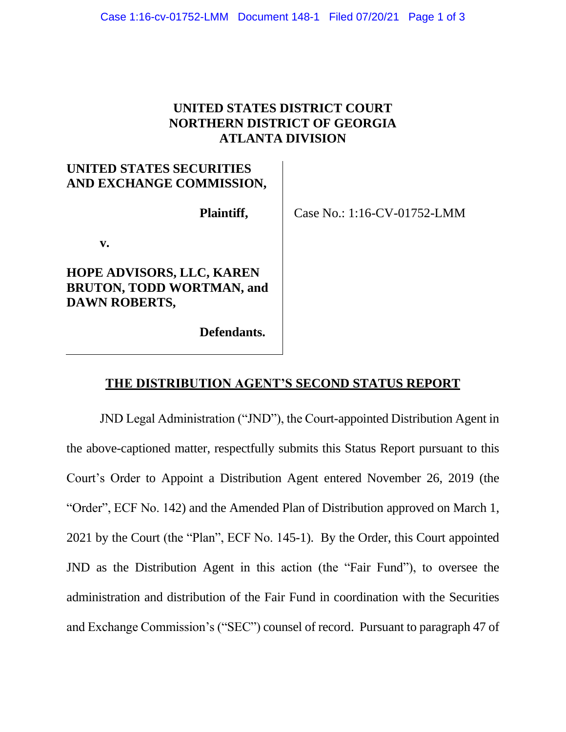**UNITED STATES DISTRICT COURT**
**NORTHERN DISTRICT OF GEORGIA**
**ATLANTA DIVISION**

| | |
|---|---|
| **UNITED STATES SECURITIES AND EXCHANGE COMMISSION,**<br><br>**Plaintiff,**<br><br>**v.**<br><br>**HOPE ADVISORS, LLC, KAREN BRUTON, TODD WORTMAN, and DAWN ROBERTS,**<br><br>**Defendants.** | Case No.: 1:16-CV-01752-LMM |

**THE DISTRIBUTION AGENT'S SECOND STATUS REPORT**

JND Legal Administration ("JND"), the Court-appointed Distribution Agent in the above-captioned matter, respectfully submits this Status Report pursuant to this Court's Order to Appoint a Distribution Agent entered November 26, 2019 (the "Order", ECF No. 142) and the Amended Plan of Distribution approved on March 1, 2021 by the Court (the "Plan", ECF No. 145-1). By the Order, this Court appointed JND as the Distribution Agent in this action (the "Fair Fund"), to oversee the administration and distribution of the Fair Fund in coordination with the Securities and Exchange Commission's ("SEC") counsel of record. Pursuant to paragraph 47 of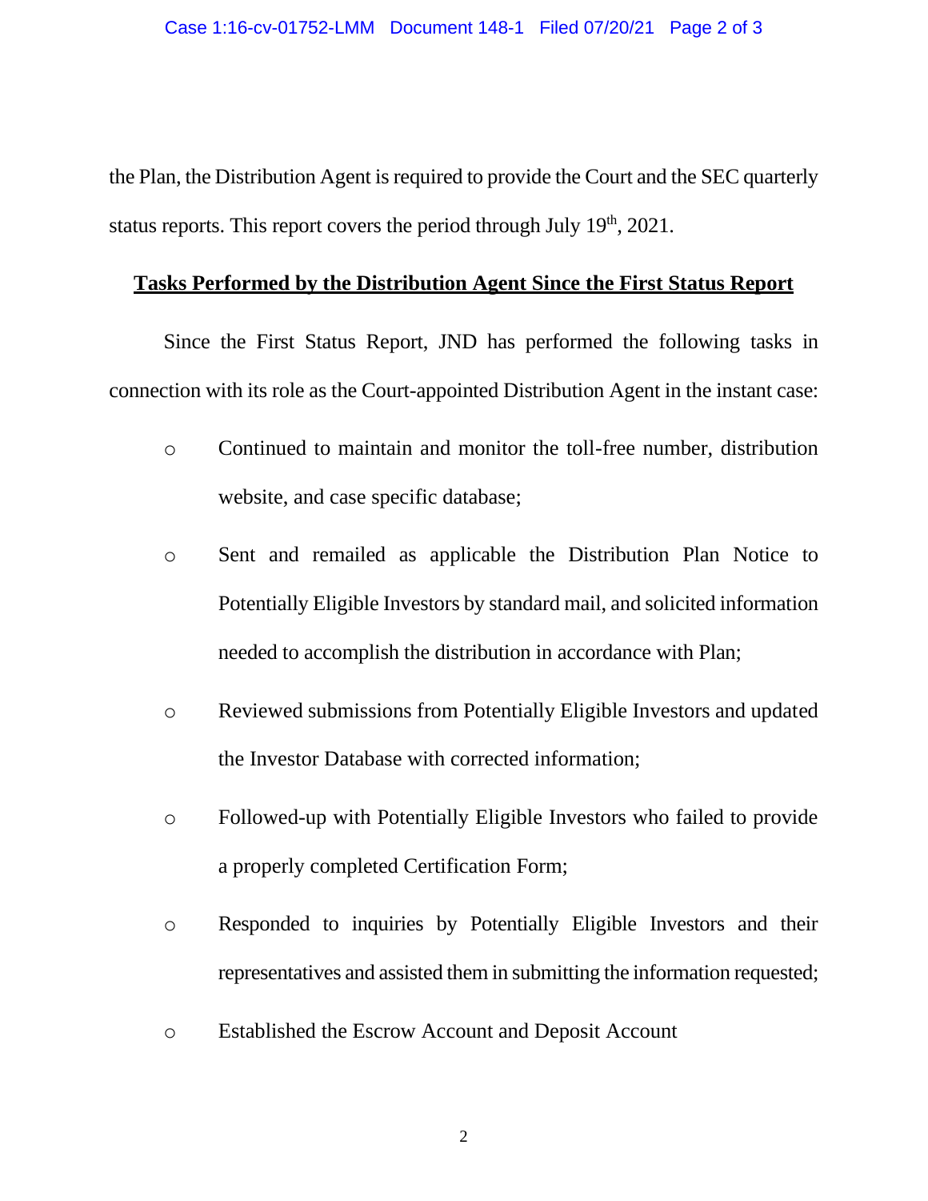the Plan, the Distribution Agent is required to provide the Court and the SEC quarterly status reports. This report covers the period through July 19th, 2021.

**Tasks Performed by the Distribution Agent Since the First Status Report**

Since the First Status Report, JND has performed the following tasks in connection with its role as the Court-appointed Distribution Agent in the instant case:

- Continued to maintain and monitor the toll-free number, distribution website, and case specific database;
- Sent and remailed as applicable the Distribution Plan Notice to Potentially Eligible Investors by standard mail, and solicited information needed to accomplish the distribution in accordance with Plan;
- Reviewed submissions from Potentially Eligible Investors and updated the Investor Database with corrected information;
- Followed-up with Potentially Eligible Investors who failed to provide a properly completed Certification Form;
- Responded to inquiries by Potentially Eligible Investors and their representatives and assisted them in submitting the information requested;
- Established the Escrow Account and Deposit Account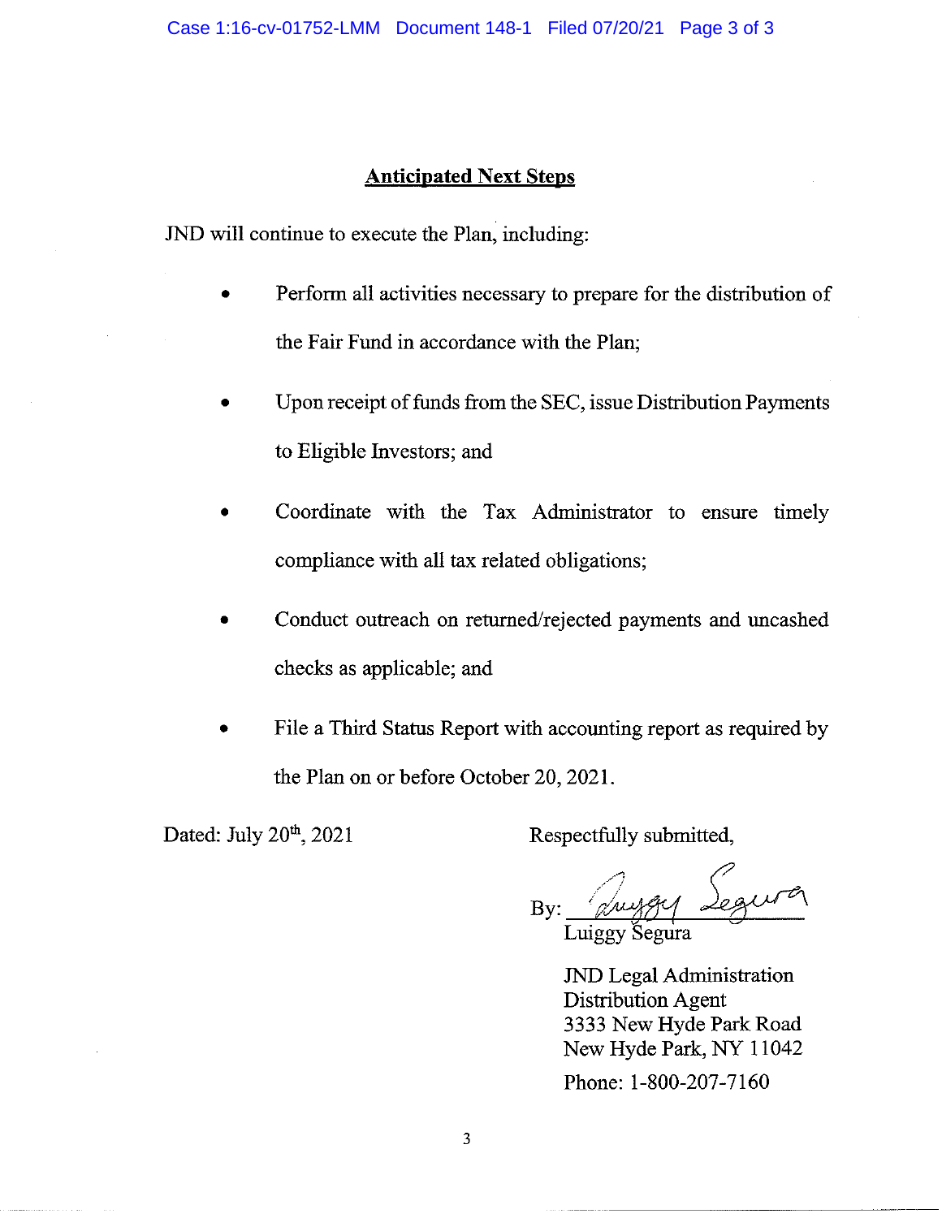## Anticipated Next Steps

JND will continue to execute the Plan, including:

- Perform all activities necessary to prepare for the distribution of the Fair Fund in accordance with the Plan;
- Upon receipt of funds from the SEC, issue Distribution Payments to Eligible Investors; and
- Coordinate with the Tax Administrator to ensure timely compliance with all tax related obligations;
- Conduct outreach on returned/rejected payments and uncashed checks as applicable; and
- File a Third Status Report with accounting report as required by the Plan on or before October 20, 2021.

Dated: July 20th, 2021

Respectfully submitted,

By: Luiggy Segura
Luiggy Segura

JND Legal Administration
Distribution Agent
3333 New Hyde Park Road
New Hyde Park, NY 11042

Phone: 1-800-207-7160